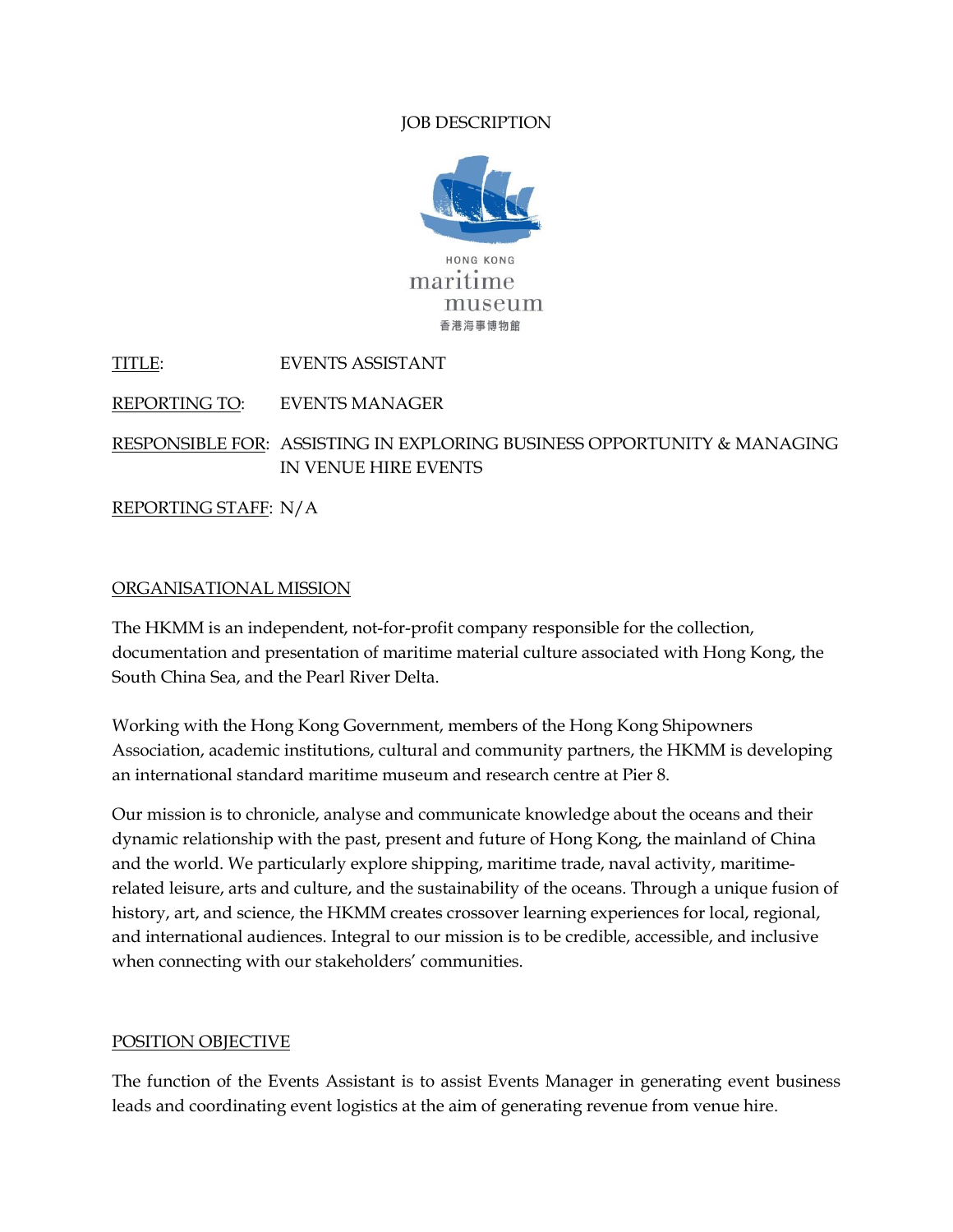# JOB DESCRIPTION

HONG KONG
maritime
museum
香港海事博物館

TITLE: EVENTS ASSISTANT

REPORTING TO: EVENTS MANAGER

RESPONSIBLE FOR: ASSISTING IN EXPLORING BUSINESS OPPORTUNITY & MANAGING IN VENUE HIRE EVENTS

REPORTING STAFF: N/A

## ORGANISATIONAL MISSION

The HKMM is an independent, not-for-profit company responsible for the collection, documentation and presentation of maritime material culture associated with Hong Kong, the South China Sea, and the Pearl River Delta.

Working with the Hong Kong Government, members of the Hong Kong Shipowners Association, academic institutions, cultural and community partners, the HKMM is developing an international standard maritime museum and research centre at Pier 8.

Our mission is to chronicle, analyse and communicate knowledge about the oceans and their dynamic relationship with the past, present and future of Hong Kong, the mainland of China and the world. We particularly explore shipping, maritime trade, naval activity, maritime-related leisure, arts and culture, and the sustainability of the oceans. Through a unique fusion of history, art, and science, the HKMM creates crossover learning experiences for local, regional, and international audiences. Integral to our mission is to be credible, accessible, and inclusive when connecting with our stakeholders' communities.

## POSITION OBJECTIVE

The function of the Events Assistant is to assist Events Manager in generating event business leads and coordinating event logistics at the aim of generating revenue from venue hire.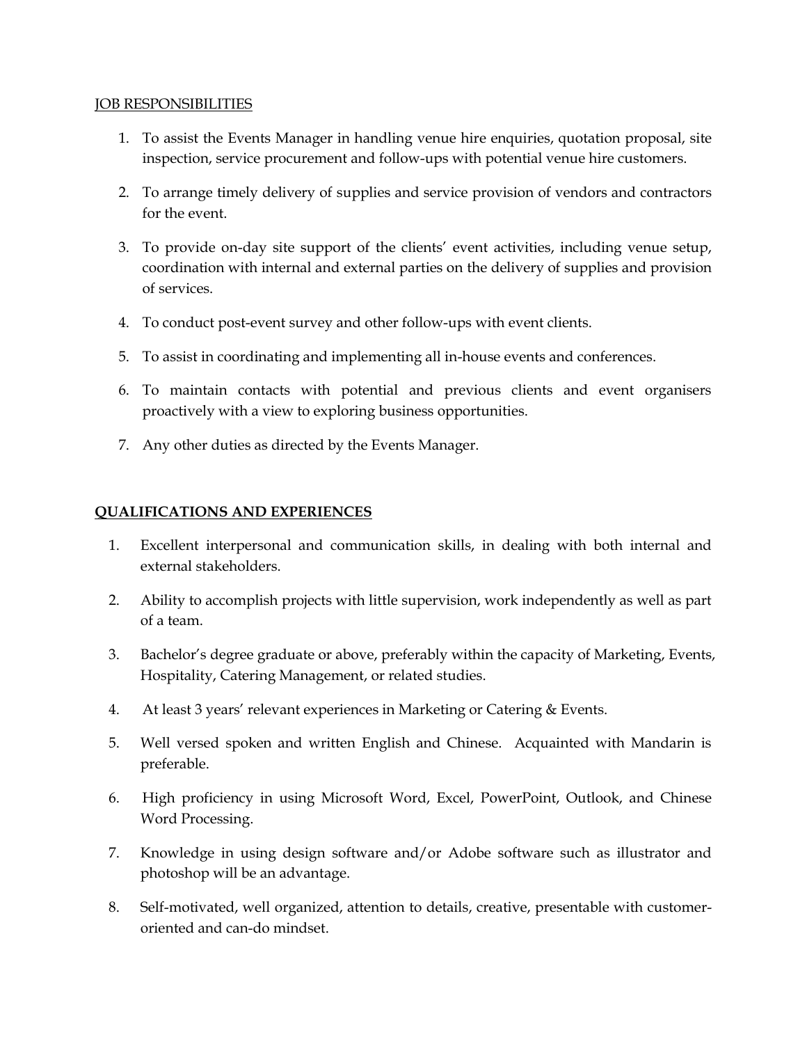## JOB RESPONSIBILITIES

1. To assist the Events Manager in handling venue hire enquiries, quotation proposal, site inspection, service procurement and follow-ups with potential venue hire customers.
2. To arrange timely delivery of supplies and service provision of vendors and contractors for the event.
3. To provide on-day site support of the clients' event activities, including venue setup, coordination with internal and external parties on the delivery of supplies and provision of services.
4. To conduct post-event survey and other follow-ups with event clients.
5. To assist in coordinating and implementing all in-house events and conferences.
6. To maintain contacts with potential and previous clients and event organisers proactively with a view to exploring business opportunities.
7. Any other duties as directed by the Events Manager.

## QUALIFICATIONS AND EXPERIENCES

1. Excellent interpersonal and communication skills, in dealing with both internal and external stakeholders.
2. Ability to accomplish projects with little supervision, work independently as well as part of a team.
3. Bachelor's degree graduate or above, preferably within the capacity of Marketing, Events, Hospitality, Catering Management, or related studies.
4. At least 3 years' relevant experiences in Marketing or Catering & Events.
5. Well versed spoken and written English and Chinese. Acquainted with Mandarin is preferable.
6. High proficiency in using Microsoft Word, Excel, PowerPoint, Outlook, and Chinese Word Processing.
7. Knowledge in using design software and/or Adobe software such as illustrator and photoshop will be an advantage.
8. Self-motivated, well organized, attention to details, creative, presentable with customer-oriented and can-do mindset.